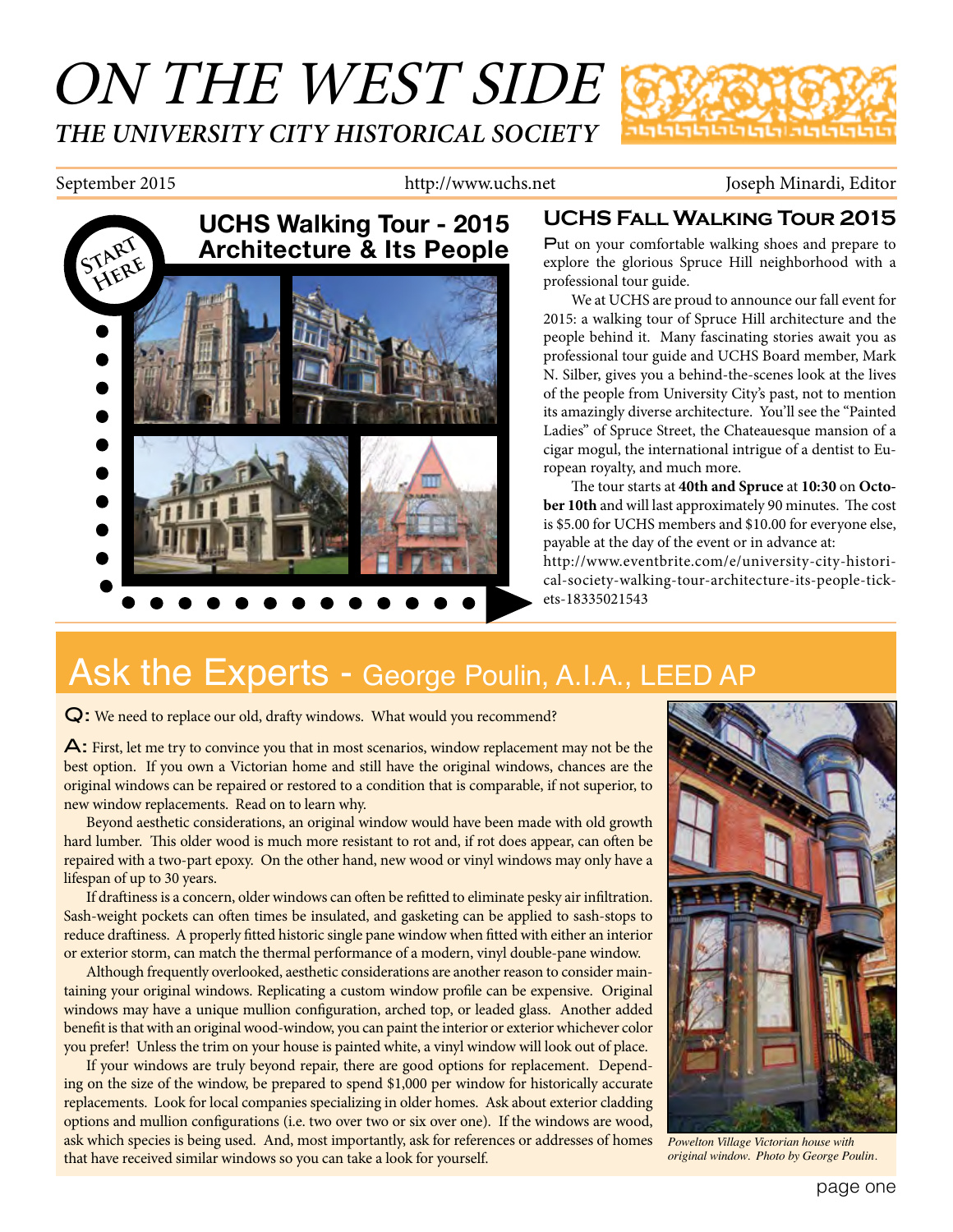# ON THE WEST SIDE

## THE UNIVERSITY CITY HISTORICAL SOCIETY

September 2015 | http://www.uchs.net | Joseph Minardi, Editor

START HERE

**UCHS Walking Tour - 2015 Architecture & Its People**

## UCHS Fall Walking Tour 2015

Put on your comfortable walking shoes and prepare to explore the glorious Spruce Hill neighborhood with a professional tour guide.

We at UCHS are proud to announce our fall event for 2015: a walking tour of Spruce Hill architecture and the people behind it. Many fascinating stories await you as professional tour guide and UCHS Board member, Mark N. Silber, gives you a behind-the-scenes look at the lives of the people from University City's past, not to mention its amazingly diverse architecture. You'll see the "Painted Ladies" of Spruce Street, the Chateauesque mansion of a cigar mogul, the international intrigue of a dentist to European royalty, and much more.

The tour starts at **40th and Spruce** at **10:30** on **October 10th** and will last approximately 90 minutes. The cost is $5.00 for UCHS members and $10.00 for everyone else, payable at the day of the event or in advance at: http://www.eventbrite.com/e/university-city-historical-society-walking-tour-architecture-its-people-tickets-18335021543

# Ask the Experts - George Poulin, A.I.A., LEED AP

**Q:** We need to replace our old, drafty windows. What would you recommend?

**A:** First, let me try to convince you that in most scenarios, window replacement may not be the best option. If you own a Victorian home and still have the original windows, chances are the original windows can be repaired or restored to a condition that is comparable, if not superior, to new window replacements. Read on to learn why.

Beyond aesthetic considerations, an original window would have been made with old growth hard lumber. This older wood is much more resistant to rot and, if rot does appear, can often be repaired with a two-part epoxy. On the other hand, new wood or vinyl windows may only have a lifespan of up to 30 years.

If draftiness is a concern, older windows can often be refitted to eliminate pesky air infiltration. Sash-weight pockets can often times be insulated, and gasketing can be applied to sash-stops to reduce draftiness. A properly fitted historic single pane window when fitted with either an interior or exterior storm, can match the thermal performance of a modern, vinyl double-pane window.

Although frequently overlooked, aesthetic considerations are another reason to consider maintaining your original windows. Replicating a custom window profile can be expensive. Original windows may have a unique mullion configuration, arched top, or leaded glass. Another added benefit is that with an original wood-window, you can paint the interior or exterior whichever color you prefer! Unless the trim on your house is painted white, a vinyl window will look out of place.

If your windows are truly beyond repair, there are good options for replacement. Depending on the size of the window, be prepared to spend $1,000 per window for historically accurate replacements. Look for local companies specializing in older homes. Ask about exterior cladding options and mullion configurations (i.e. two over two or six over one). If the windows are wood, ask which species is being used. And, most importantly, ask for references or addresses of homes that have received similar windows so you can take a look for yourself.

*Powelton Village Victorian house with original window. Photo by George Poulin.*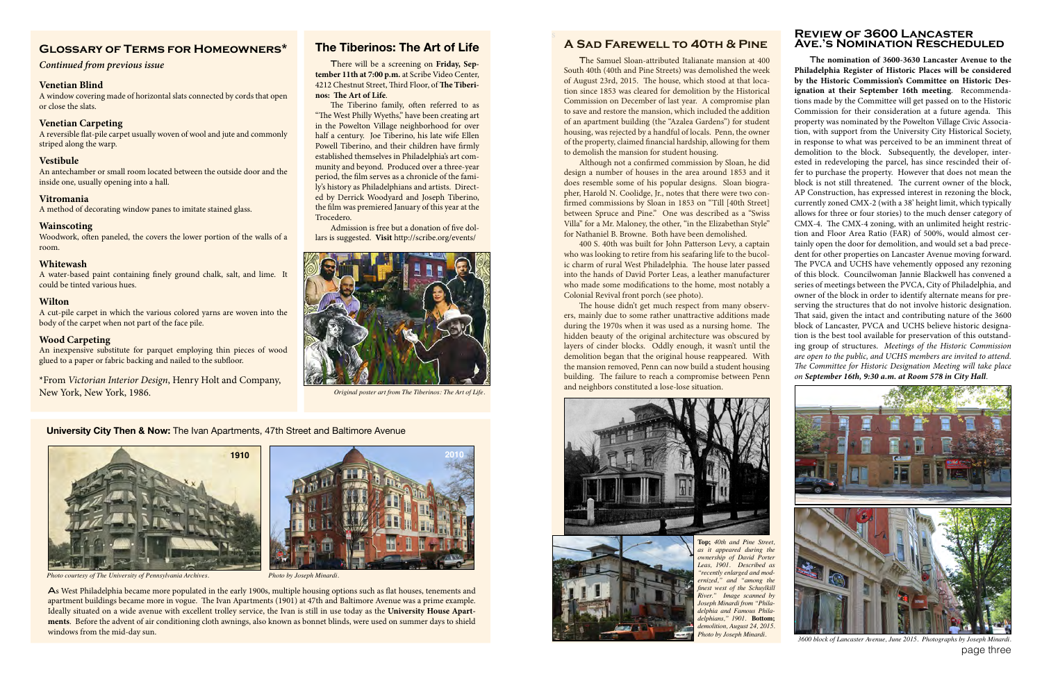## Glossary of Terms for Homeowners*

*Continued from previous issue*

### Venetian Blind

A window covering made of horizontal slats connected by cords that open or close the slats.

### Venetian Carpeting

A reversible flat-pile carpet usually woven of wool and jute and commonly striped along the warp.

### Vestibule

An antechamber or small room located between the outside door and the inside one, usually opening into a hall.

### Vitromania

A method of decorating window panes to imitate stained glass.

### Wainscoting

Woodwork, often paneled, the covers the lower portion of the walls of a room.

### Whitewash

A water-based paint containing finely ground chalk, salt, and lime. It could be tinted various hues.

### Wilton

A cut-pile carpet in which the various colored yarns are woven into the body of the carpet when not part of the face pile.

### Wood Carpeting

An inexpensive substitute for parquet employing thin pieces of wood glued to a paper or fabric backing and nailed to the subfloor.

*From *Victorian Interior Design*, Henry Holt and Company, New York, New York, 1986.

## The Tiberinos: The Art of Life

There will be a screening on **Friday, September 11th at 7:00 p.m.** at Scribe Video Center, 4212 Chestnut Street, Third Floor, of **The Tiberinos: The Art of Life**.

The Tiberino family, often referred to as "The West Philly Wyeths," have been creating art in the Powelton Village neighborhood for over half a century. Joe Tiberino, his late wife Ellen Powell Tiberino, and their children have firmly established themselves in Philadelphia's art community and beyond. Produced over a three-year period, the film serves as a chronicle of the family's history as Philadelphians and artists. Directed by Derrick Woodyard and Joseph Tiberino, the film was premiered January of this year at the Trocedero.

Admission is free but a donation of five dollars is suggested. **Visit** http://scribe.org/events/

*Original poster art from The Tiberinos: The Art of Life.*

## University City Then & Now: The Ivan Apartments, 47th Street and Baltimore Avenue

1910

*Photo courtesy of The University of Pennsylvania Archives.*

2010

*Photo by Joseph Minardi.*

As West Philadelphia became more populated in the early 1900s, multiple housing options such as flat houses, tenements and apartment buildings became more in vogue. The Ivan Apartments (1901) at 47th and Baltimore Avenue was a prime example. Ideally situated on a wide avenue with excellent trolley service, the Ivan is still in use today as the **University House Apartments**. Before the advent of air conditioning cloth awnings, also known as bonnet blinds, were used on summer days to shield windows from the mid-day sun.

## A Sad Farewell to 40th & Pine

The Samuel Sloan-attributed Italianate mansion at 400 South 40th (40th and Pine Streets) was demolished the week of August 23rd, 2015. The house, which stood at that location since 1853 was cleared for demolition by the Historical Commission on December of last year. A compromise plan to save and restore the mansion, which included the addition of an apartment building (the "Azalea Gardens") for student housing, was rejected by a handful of locals. Penn, the owner of the property, claimed financial hardship, allowing for them to demolish the mansion for student housing.

Although not a confirmed commission by Sloan, he did design a number of houses in the area around 1853 and it does resemble some of his popular designs. Sloan biographer, Harold N. Coolidge, Jr., notes that there were two confirmed commissions by Sloan in 1853 on "Till [40th Street] between Spruce and Pine." One was described as a "Swiss Villa" for a Mr. Maloney, the other, "in the Elizabethan Style" for Nathaniel B. Browne. Both have been demolished.

400 S. 40th was built for John Patterson Levy, a captain who was looking to retire from his seafaring life to the bucolic charm of rural West Philadelphia. The house later passed into the hands of David Porter Leas, a leather manufacturer who made some modifications to the home, most notably a Colonial Revival front porch (see photo).

The house didn't get much respect from many observers, mainly due to some rather unattractive additions made during the 1970s when it was used as a nursing home. The hidden beauty of the original architecture was obscured by layers of cinder blocks. Oddly enough, it wasn't until the demolition began that the original house reappeared. With the mansion removed, Penn can now build a student housing building. The failure to reach a compromise between Penn and neighbors constituted a lose-lose situation.

**Top;** *40th and Pine Street, as it appeared during the ownership of David Porter Leas, 1901. Described as "recently enlarged and modernized," and "among the finest west of the Schuylkill River." Image scanned by Joseph Minardi from "Philadelphia and Famous Philadelphians," 1901.* **Bottom;** *demolition, August 24, 2015. Photo by Joseph Minardi.*

## Review of 3600 Lancaster Ave.'s Nomination Rescheduled

**The nomination of 3600-3630 Lancaster Avenue to the Philadelphia Register of Historic Places will be considered by the Historic Commission's Committee on Historic Designation at their September 16th meeting**. Recommendations made by the Committee will get passed on to the Historic Commission for their consideration at a future agenda. This property was nominated by the Powelton Village Civic Association, with support from the University City Historical Society, in response to what was perceived to be an imminent threat of demolition to the block. Subsequently, the developer, interested in redeveloping the parcel, has since rescinded their offer to purchase the property. However that does not mean the block is not still threatened. The current owner of the block, AP Construction, has expressed interest in rezoning the block, currently zoned CMX-2 (with a 38' height limit, which typically allows for three or four stories) to the much denser category of CMX-4. The CMX-4 zoning, with an unlimited height restriction and Floor Area Ratio (FAR) of 500%, would almost certainly open the door for demolition, and would set a bad precedent for other properties on Lancaster Avenue moving forward. The PVCA and UCHS have vehemently opposed any rezoning of this block. Councilwoman Jannie Blackwell has convened a series of meetings between the PVCA, City of Philadelphia, and owner of the block in order to identify alternate means for preserving the structures that do not involve historic designation. That said, given the intact and contributing nature of the 3600 block of Lancaster, PVCA and UCHS believe historic designation is the best tool available for preservation of this outstanding group of structures. *Meetings of the Historic Commission are open to the public, and UCHS members are invited to attend. The Committee for Historic Designation Meeting will take place on* ***September 16th, 9:30 a.m. at Room 578 in City Hall***.

*3600 block of Lancaster Avenue, June 2015. Photographs by Joseph Minardi.*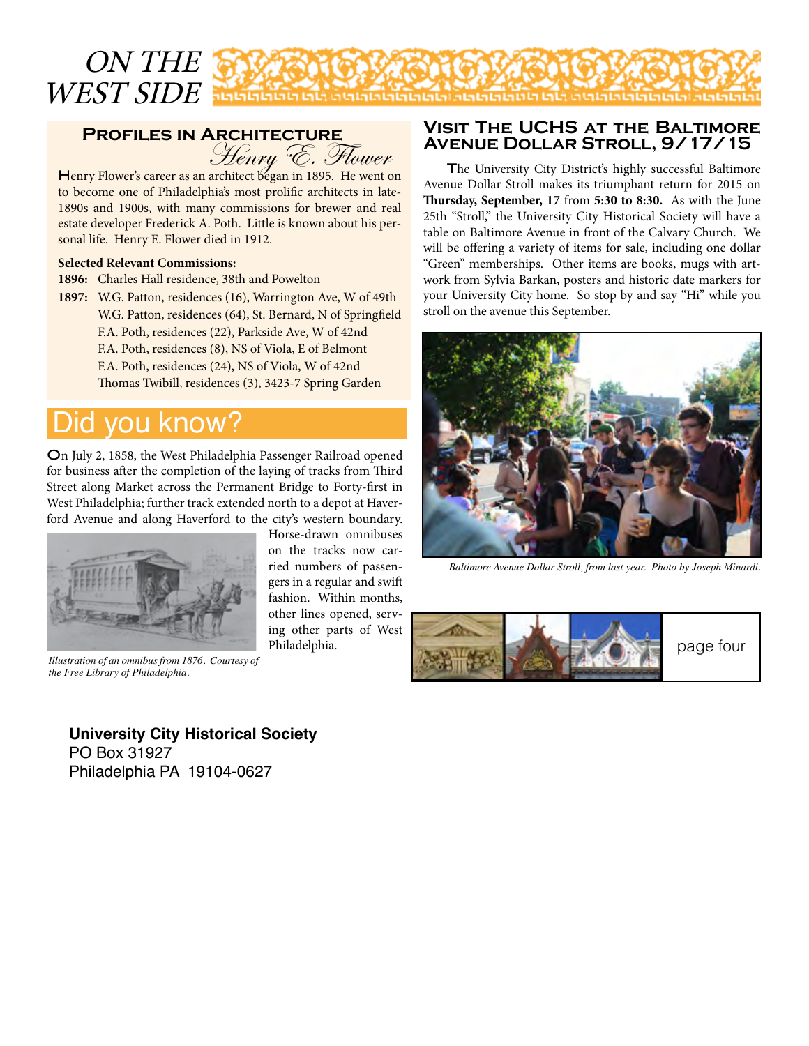# ON THE WEST SIDE

## Profiles in Architecture

### *Henry E. Flower*

Henry Flower's career as an architect began in 1895. He went on to become one of Philadelphia's most prolific architects in late-1890s and 1900s, with many commissions for brewer and real estate developer Frederick A. Poth. Little is known about his personal life. Henry E. Flower died in 1912.

**Selected Relevant Commissions:**

**1896:** Charles Hall residence, 38th and Powelton

**1897:** W.G. Patton, residences (16), Warrington Ave, W of 49th
W.G. Patton, residences (64), St. Bernard, N of Springfield
F.A. Poth, residences (22), Parkside Ave, W of 42nd
F.A. Poth, residences (8), NS of Viola, E of Belmont
F.A. Poth, residences (24), NS of Viola, W of 42nd
Thomas Twibill, residences (3), 3423-7 Spring Garden

## Did you know?

On July 2, 1858, the West Philadelphia Passenger Railroad opened for business after the completion of the laying of tracks from Third Street along Market across the Permanent Bridge to Forty-first in West Philadelphia; further track extended north to a depot at Haverford Avenue and along Haverford to the city's western boundary. Horse-drawn omnibuses on the tracks now carried numbers of passengers in a regular and swift fashion. Within months, other lines opened, serving other parts of West Philadelphia.

*Illustration of an omnibus from 1876. Courtesy of the Free Library of Philadelphia.*

## Visit The UCHS at the Baltimore Avenue Dollar Stroll, 9/17/15

The University City District's highly successful Baltimore Avenue Dollar Stroll makes its triumphant return for 2015 on **Thursday, September, 17** from **5:30 to 8:30.** As with the June 25th "Stroll," the University City Historical Society will have a table on Baltimore Avenue in front of the Calvary Church. We will be offering a variety of items for sale, including one dollar "Green" memberships. Other items are books, mugs with artwork from Sylvia Barkan, posters and historic date markers for your University City home. So stop by and say "Hi" while you stroll on the avenue this September.

*Baltimore Avenue Dollar Stroll, from last year. Photo by Joseph Minardi.*

**University City Historical Society**
PO Box 31927
Philadelphia PA 19104-0627